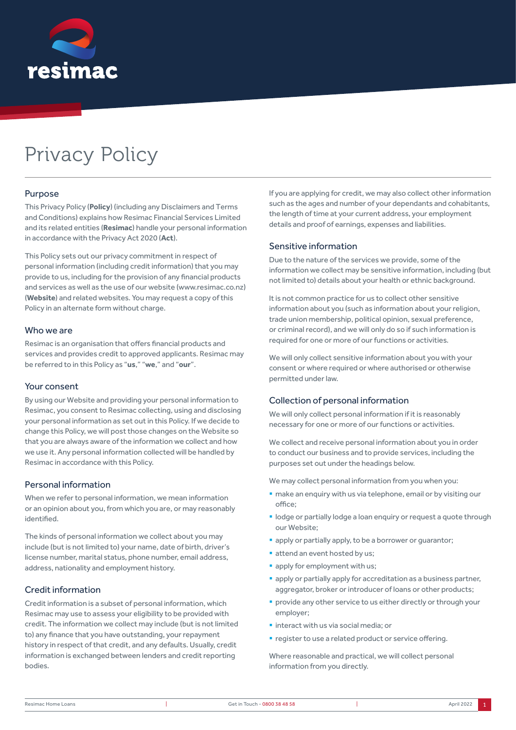# Privacy Policy

## Purpose

This Privacy Policy (**Policy**) (including any Disclaimers and Terms and Conditions) explains how Resimac Financial Services Limited and its related entities (**Resimac**) handle your personal information in accordance with the Privacy Act 2020 (**Act**).

This Policy sets out our privacy commitment in respect of personal information (including credit information) that you may provide to us, including for the provision of any financial products and services as well as the use of our website (www.resimac.co.nz) (**Website**) and related websites. You may request a copy of this Policy in an alternate form without charge.

## Who we are

Resimac is an organisation that offers financial products and services and provides credit to approved applicants. Resimac may be referred to in this Policy as "**us**," "**we**," and "**our**".

## Your consent

By using our Website and providing your personal information to Resimac, you consent to Resimac collecting, using and disclosing your personal information as set out in this Policy. If we decide to change this Policy, we will post those changes on the Website so that you are always aware of the information we collect and how we use it. Any personal information collected will be handled by Resimac in accordance with this Policy.

## Personal information

When we refer to personal information, we mean information or an opinion about you, from which you are, or may reasonably identified.

The kinds of personal information we collect about you may include (but is not limited to) your name, date of birth, driver's license number, marital status, phone number, email address, address, nationality and employment history.

## Credit information

Credit information is a subset of personal information, which Resimac may use to assess your eligibility to be provided with credit. The information we collect may include (but is not limited to) any finance that you have outstanding, your repayment history in respect of that credit, and any defaults. Usually, credit information is exchanged between lenders and credit reporting bodies.

If you are applying for credit, we may also collect other information such as the ages and number of your dependants and cohabitants, the length of time at your current address, your employment details and proof of earnings, expenses and liabilities.

## Sensitive information

Due to the nature of the services we provide, some of the information we collect may be sensitive information, including (but not limited to) details about your health or ethnic background.

It is not common practice for us to collect other sensitive information about you (such as information about your religion, trade union membership, political opinion, sexual preference, or criminal record), and we will only do so if such information is required for one or more of our functions or activities.

We will only collect sensitive information about you with your consent or where required or where authorised or otherwise permitted under law.

## Collection of personal information

We will only collect personal information if it is reasonably necessary for one or more of our functions or activities.

We collect and receive personal information about you in order to conduct our business and to provide services, including the purposes set out under the headings below.

We may collect personal information from you when you:

- make an enquiry with us via telephone, email or by visiting our office;
- lodge or partially lodge a loan enquiry or request a quote through our Website;
- apply or partially apply, to be a borrower or guarantor;
- attend an event hosted by us;
- apply for employment with us;
- apply or partially apply for accreditation as a business partner, aggregator, broker or introducer of loans or other products;
- provide any other service to us either directly or through your employer;
- interact with us via social media; or
- register to use a related product or service offering.

Where reasonable and practical, we will collect personal information from you directly.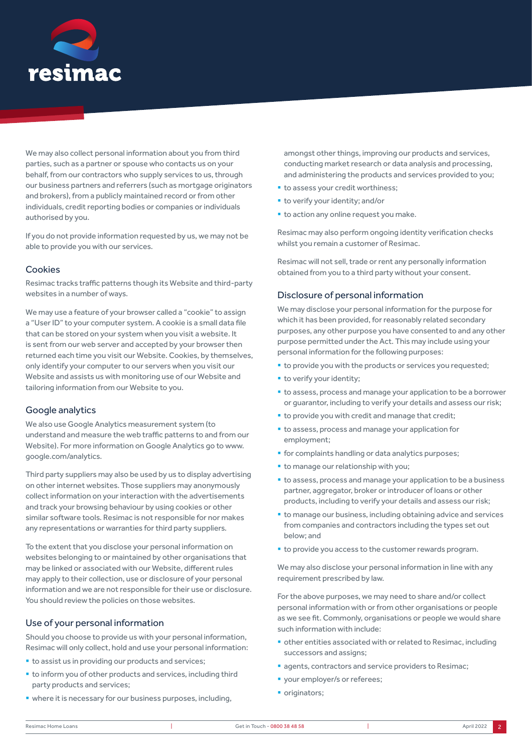We may also collect personal information about you from third parties, such as a partner or spouse who contacts us on your behalf, from our contractors who supply services to us, through our business partners and referrers (such as mortgage originators and brokers), from a publicly maintained record or from other individuals, credit reporting bodies or companies or individuals authorised by you.

If you do not provide information requested by us, we may not be able to provide you with our services.

## Cookies

Resimac tracks traffic patterns though its Website and third-party websites in a number of ways.

We may use a feature of your browser called a "cookie" to assign a "User ID" to your computer system. A cookie is a small data file that can be stored on your system when you visit a website. It is sent from our web server and accepted by your browser then returned each time you visit our Website. Cookies, by themselves, only identify your computer to our servers when you visit our Website and assists us with monitoring use of our Website and tailoring information from our Website to you.

## Google analytics

We also use Google Analytics measurement system (to understand and measure the web traffic patterns to and from our Website). For more information on Google Analytics go to www.google.com/analytics.

Third party suppliers may also be used by us to display advertising on other internet websites. Those suppliers may anonymously collect information on your interaction with the advertisements and track your browsing behaviour by using cookies or other similar software tools. Resimac is not responsible for nor makes any representations or warranties for third party suppliers.

To the extent that you disclose your personal information on websites belonging to or maintained by other organisations that may be linked or associated with our Website, different rules may apply to their collection, use or disclosure of your personal information and we are not responsible for their use or disclosure. You should review the policies on those websites.

## Use of your personal information

Should you choose to provide us with your personal information, Resimac will only collect, hold and use your personal information:

- to assist us in providing our products and services;
- to inform you of other products and services, including third party products and services;
- where it is necessary for our business purposes, including, amongst other things, improving our products and services, conducting market research or data analysis and processing, and administering the products and services provided to you;
- to assess your credit worthiness;
- to verify your identity; and/or
- to action any online request you make.

Resimac may also perform ongoing identity verification checks whilst you remain a customer of Resimac.

Resimac will not sell, trade or rent any personally information obtained from you to a third party without your consent.

## Disclosure of personal information

We may disclose your personal information for the purpose for which it has been provided, for reasonably related secondary purposes, any other purpose you have consented to and any other purpose permitted under the Act. This may include using your personal information for the following purposes:

- to provide you with the products or services you requested;
- to verify your identity;
- to assess, process and manage your application to be a borrower or guarantor, including to verify your details and assess our risk;
- to provide you with credit and manage that credit;
- to assess, process and manage your application for employment;
- for complaints handling or data analytics purposes;
- to manage our relationship with you;
- to assess, process and manage your application to be a business partner, aggregator, broker or introducer of loans or other products, including to verify your details and assess our risk;
- to manage our business, including obtaining advice and services from companies and contractors including the types set out below; and
- to provide you access to the customer rewards program.

We may also disclose your personal information in line with any requirement prescribed by law.

For the above purposes, we may need to share and/or collect personal information with or from other organisations or people as we see fit. Commonly, organisations or people we would share such information with include:

- other entities associated with or related to Resimac, including successors and assigns;
- agents, contractors and service providers to Resimac;
- your employer/s or referees;
- originators;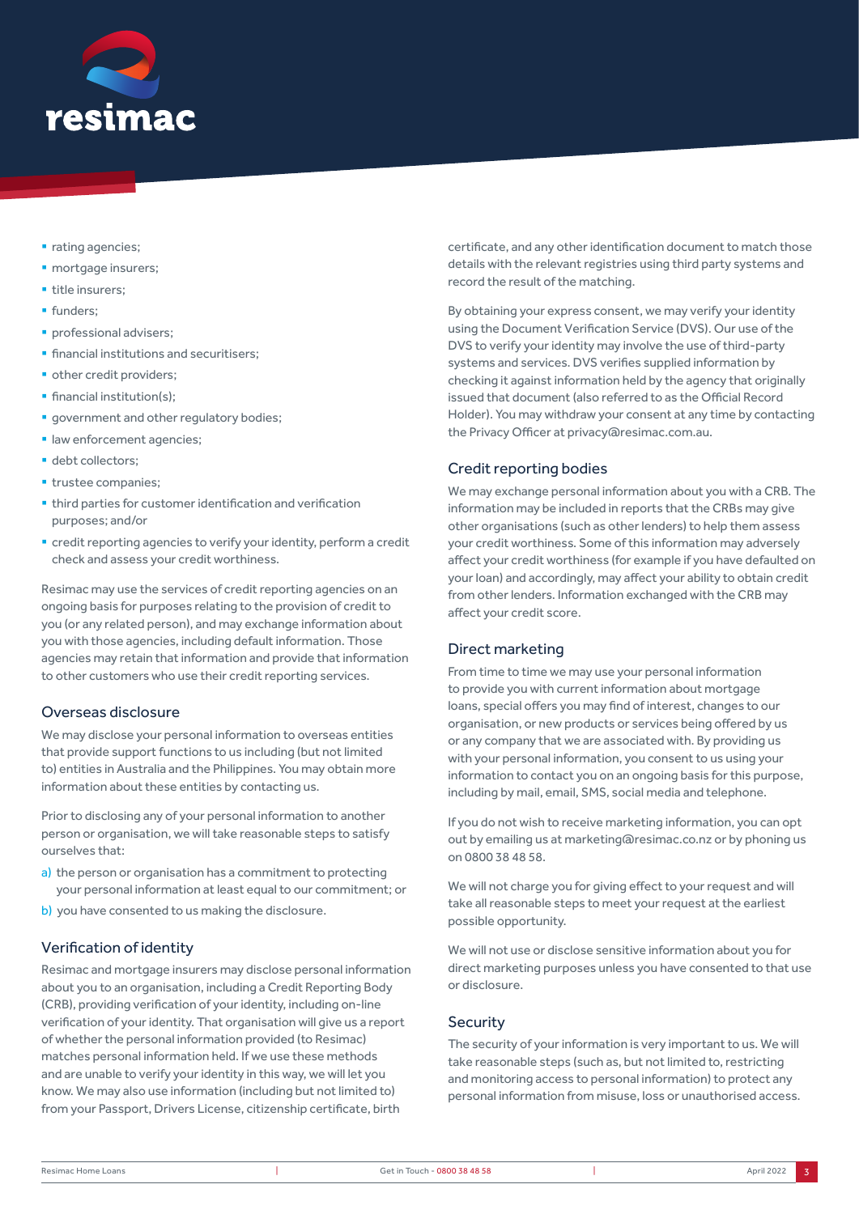- rating agencies;
- mortgage insurers;
- title insurers;
- funders;
- professional advisers;
- financial institutions and securitisers;
- other credit providers;
- financial institution(s);
- government and other regulatory bodies;
- law enforcement agencies;
- debt collectors;
- trustee companies;
- third parties for customer identification and verification purposes; and/or
- credit reporting agencies to verify your identity, perform a credit check and assess your credit worthiness.

Resimac may use the services of credit reporting agencies on an ongoing basis for purposes relating to the provision of credit to you (or any related person), and may exchange information about you with those agencies, including default information. Those agencies may retain that information and provide that information to other customers who use their credit reporting services.

## Overseas disclosure

We may disclose your personal information to overseas entities that provide support functions to us including (but not limited to) entities in Australia and the Philippines. You may obtain more information about these entities by contacting us.

Prior to disclosing any of your personal information to another person or organisation, we will take reasonable steps to satisfy ourselves that:

a) the person or organisation has a commitment to protecting your personal information at least equal to our commitment; or

b) you have consented to us making the disclosure.

## Verification of identity

Resimac and mortgage insurers may disclose personal information about you to an organisation, including a Credit Reporting Body (CRB), providing verification of your identity, including on-line verification of your identity. That organisation will give us a report of whether the personal information provided (to Resimac) matches personal information held. If we use these methods and are unable to verify your identity in this way, we will let you know. We may also use information (including but not limited to) from your Passport, Drivers License, citizenship certificate, birth certificate, and any other identification document to match those details with the relevant registries using third party systems and record the result of the matching.

By obtaining your express consent, we may verify your identity using the Document Verification Service (DVS). Our use of the DVS to verify your identity may involve the use of third-party systems and services. DVS verifies supplied information by checking it against information held by the agency that originally issued that document (also referred to as the Official Record Holder). You may withdraw your consent at any time by contacting the Privacy Officer at privacy@resimac.com.au.

## Credit reporting bodies

We may exchange personal information about you with a CRB. The information may be included in reports that the CRBs may give other organisations (such as other lenders) to help them assess your credit worthiness. Some of this information may adversely affect your credit worthiness (for example if you have defaulted on your loan) and accordingly, may affect your ability to obtain credit from other lenders. Information exchanged with the CRB may affect your credit score.

## Direct marketing

From time to time we may use your personal information to provide you with current information about mortgage loans, special offers you may find of interest, changes to our organisation, or new products or services being offered by us or any company that we are associated with. By providing us with your personal information, you consent to us using your information to contact you on an ongoing basis for this purpose, including by mail, email, SMS, social media and telephone.

If you do not wish to receive marketing information, you can opt out by emailing us at marketing@resimac.co.nz or by phoning us on 0800 38 48 58.

We will not charge you for giving effect to your request and will take all reasonable steps to meet your request at the earliest possible opportunity.

We will not use or disclose sensitive information about you for direct marketing purposes unless you have consented to that use or disclosure.

## Security

The security of your information is very important to us. We will take reasonable steps (such as, but not limited to, restricting and monitoring access to personal information) to protect any personal information from misuse, loss or unauthorised access.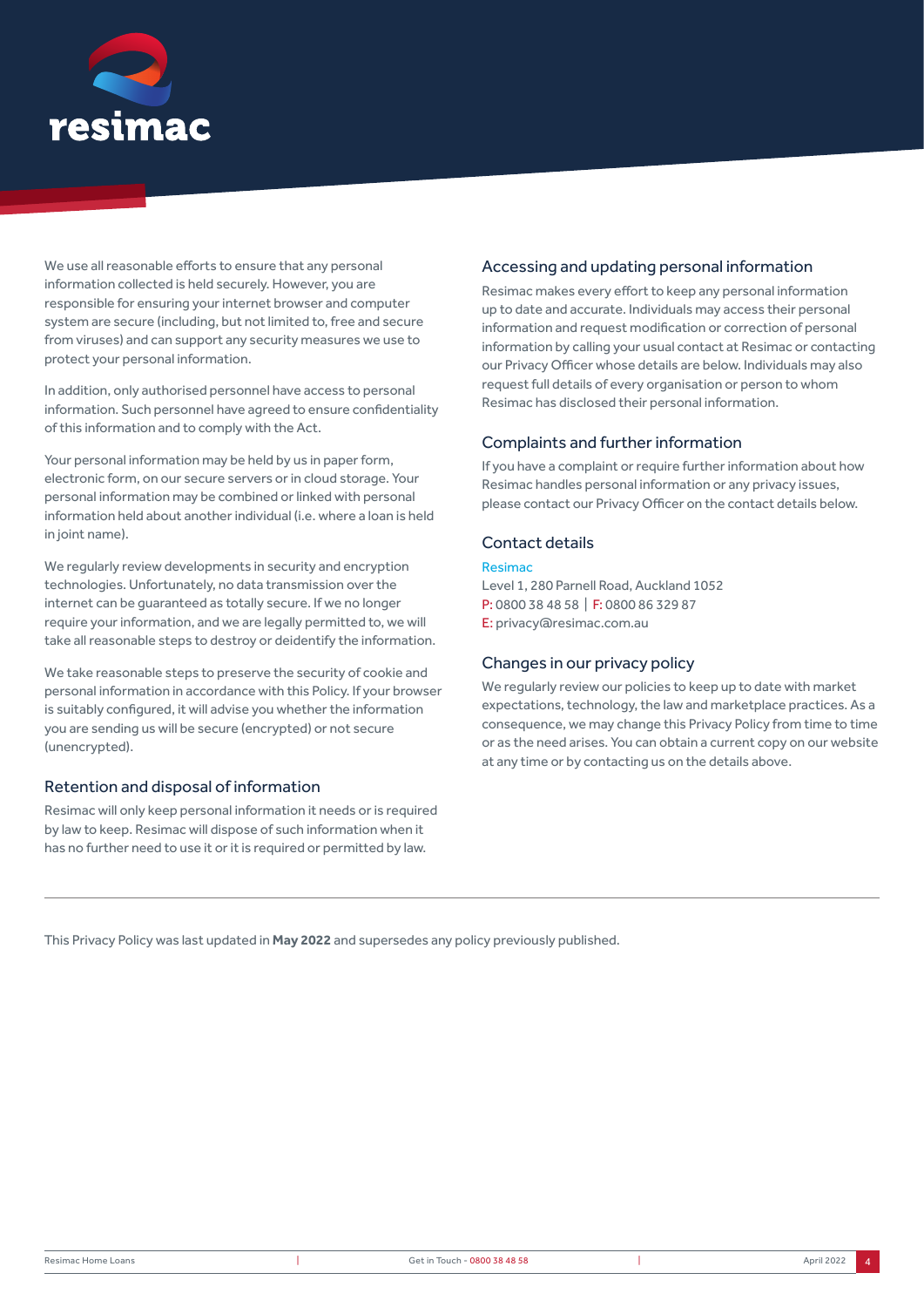We use all reasonable efforts to ensure that any personal information collected is held securely. However, you are responsible for ensuring your internet browser and computer system are secure (including, but not limited to, free and secure from viruses) and can support any security measures we use to protect your personal information.

In addition, only authorised personnel have access to personal information. Such personnel have agreed to ensure confidentiality of this information and to comply with the Act.

Your personal information may be held by us in paper form, electronic form, on our secure servers or in cloud storage. Your personal information may be combined or linked with personal information held about another individual (i.e. where a loan is held in joint name).

We regularly review developments in security and encryption technologies. Unfortunately, no data transmission over the internet can be guaranteed as totally secure. If we no longer require your information, and we are legally permitted to, we will take all reasonable steps to destroy or deidentify the information.

We take reasonable steps to preserve the security of cookie and personal information in accordance with this Policy. If your browser is suitably configured, it will advise you whether the information you are sending us will be secure (encrypted) or not secure (unencrypted).

## Retention and disposal of information

Resimac will only keep personal information it needs or is required by law to keep. Resimac will dispose of such information when it has no further need to use it or it is required or permitted by law.

## Accessing and updating personal information

Resimac makes every effort to keep any personal information up to date and accurate. Individuals may access their personal information and request modification or correction of personal information by calling your usual contact at Resimac or contacting our Privacy Officer whose details are below. Individuals may also request full details of every organisation or person to whom Resimac has disclosed their personal information.

## Complaints and further information

If you have a complaint or require further information about how Resimac handles personal information or any privacy issues, please contact our Privacy Officer on the contact details below.

## Contact details

Resimac
Level 1, 280 Parnell Road, Auckland 1052
P: 0800 38 48 58 | F: 0800 86 329 87
E: privacy@resimac.com.au

## Changes in our privacy policy

We regularly review our policies to keep up to date with market expectations, technology, the law and marketplace practices. As a consequence, we may change this Privacy Policy from time to time or as the need arises. You can obtain a current copy on our website at any time or by contacting us on the details above.

---

This Privacy Policy was last updated in **May 2022** and supersedes any policy previously published.